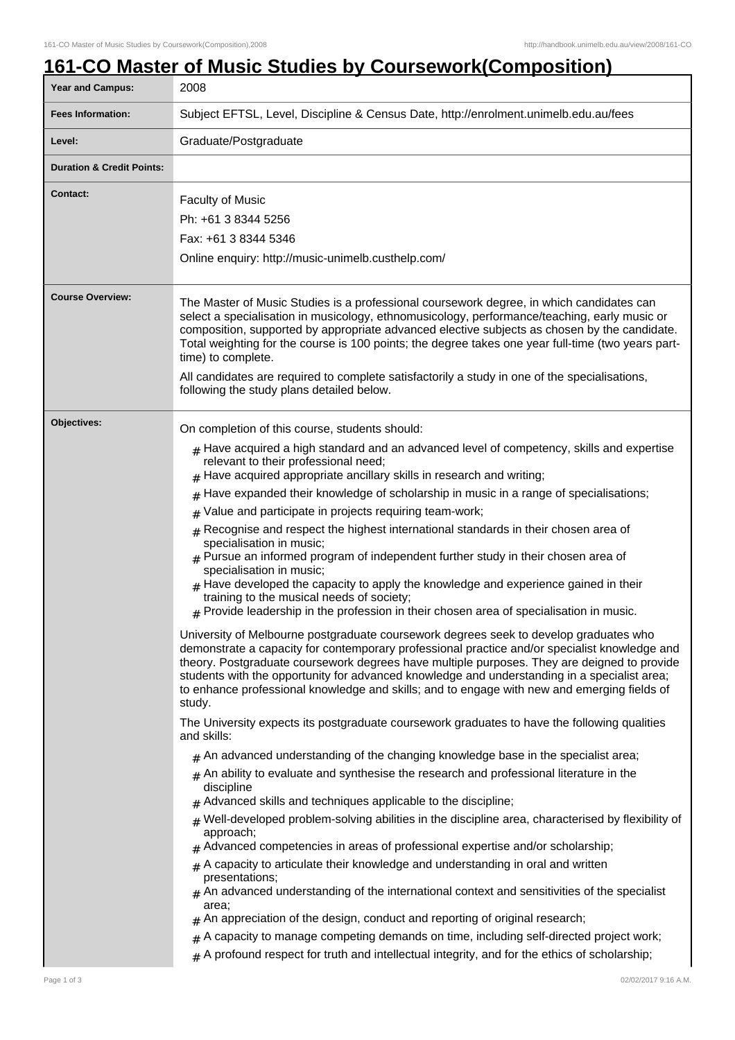# 161-CO Master of Music Studies by Coursework(Composition)

| Year and Campus: | 2008 |
| --- | --- |
| Fees Information: | Subject EFTSL, Level, Discipline & Census Date, http://enrolment.unimelb.edu.au/fees |
| Level: | Graduate/Postgraduate |
| Duration & Credit Points: | |
| Contact: | Faculty of Music<br>Ph: +61 3 8344 5256<br>Fax: +61 3 8344 5346<br>Online enquiry: http://music-unimelb.custhelp.com/ |
| Course Overview: | The Master of Music Studies is a professional coursework degree, in which candidates can select a specialisation in musicology, ethnomusicology, performance/teaching, early music or composition, supported by appropriate advanced elective subjects as chosen by the candidate. Total weighting for the course is 100 points; the degree takes one year full-time (two years part-time) to complete.<br><br>All candidates are required to complete satisfactorily a study in one of the specialisations, following the study plans detailed below. |
| Objectives: | On completion of this course, students should:<br># Have acquired a high standard and an advanced level of competency, skills and expertise relevant to their professional need;<br># Have acquired appropriate ancillary skills in research and writing;<br># Have expanded their knowledge of scholarship in music in a range of specialisations;<br># Value and participate in projects requiring team-work;<br># Recognise and respect the highest international standards in their chosen area of specialisation in music;<br># Pursue an informed program of independent further study in their chosen area of specialisation in music;<br># Have developed the capacity to apply the knowledge and experience gained in their training to the musical needs of society;<br># Provide leadership in the profession in their chosen area of specialisation in music.<br><br>University of Melbourne postgraduate coursework degrees seek to develop graduates who demonstrate a capacity for contemporary professional practice and/or specialist knowledge and theory. Postgraduate coursework degrees have multiple purposes. They are deigned to provide students with the opportunity for advanced knowledge and understanding in a specialist area; to enhance professional knowledge and skills; and to engage with new and emerging fields of study.<br><br>The University expects its postgraduate coursework graduates to have the following qualities and skills:<br># An advanced understanding of the changing knowledge base in the specialist area;<br># An ability to evaluate and synthesise the research and professional literature in the discipline<br># Advanced skills and techniques applicable to the discipline;<br># Well-developed problem-solving abilities in the discipline area, characterised by flexibility of approach;<br># Advanced competencies in areas of professional expertise and/or scholarship;<br># A capacity to articulate their knowledge and understanding in oral and written presentations;<br># An advanced understanding of the international context and sensitivities of the specialist area;<br># An appreciation of the design, conduct and reporting of original research;<br># A capacity to manage competing demands on time, including self-directed project work;<br># A profound respect for truth and intellectual integrity, and for the ethics of scholarship; |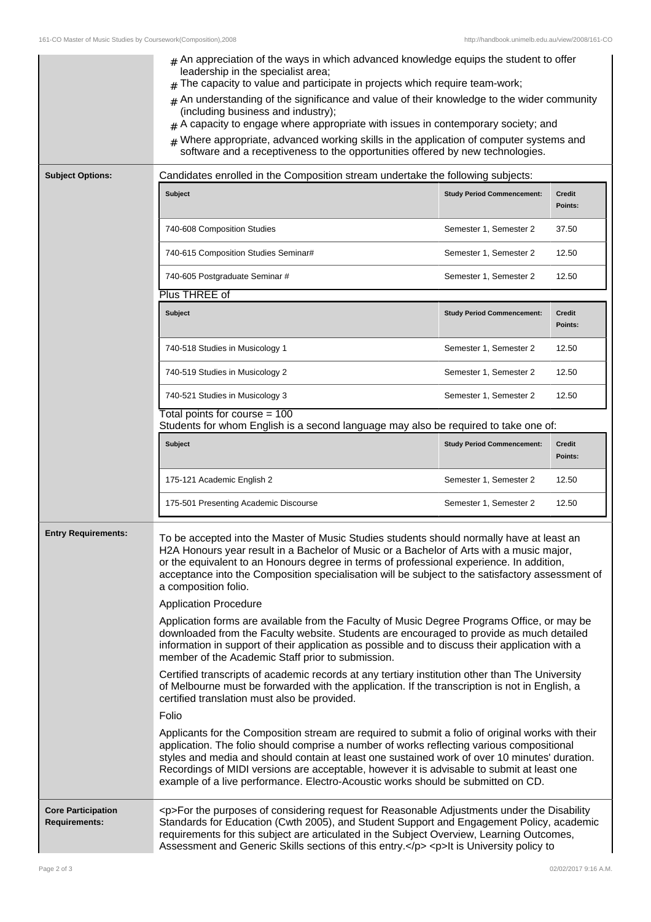- An appreciation of the ways in which advanced knowledge equips the student to offer leadership in the specialist area;
- The capacity to value and participate in projects which require team-work;
- An understanding of the significance and value of their knowledge to the wider community (including business and industry);
- A capacity to engage where appropriate with issues in contemporary society; and
- Where appropriate, advanced working skills in the application of computer systems and software and a receptiveness to the opportunities offered by new technologies.

**Subject Options:**

Candidates enrolled in the Composition stream undertake the following subjects:

| Subject | Study Period Commencement: | Credit Points: |
|---|---|---|
| 740-608 Composition Studies | Semester 1, Semester 2 | 37.50 |
| 740-615 Composition Studies Seminar# | Semester 1, Semester 2 | 12.50 |
| 740-605 Postgraduate Seminar # | Semester 1, Semester 2 | 12.50 |

Plus THREE of

| Subject | Study Period Commencement: | Credit Points: |
|---|---|---|
| 740-518 Studies in Musicology 1 | Semester 1, Semester 2 | 12.50 |
| 740-519 Studies in Musicology 2 | Semester 1, Semester 2 | 12.50 |
| 740-521 Studies in Musicology 3 | Semester 1, Semester 2 | 12.50 |

Total points for course = 100

Students for whom English is a second language may also be required to take one of:

| Subject | Study Period Commencement: | Credit Points: |
|---|---|---|
| 175-121 Academic English 2 | Semester 1, Semester 2 | 12.50 |
| 175-501 Presenting Academic Discourse | Semester 1, Semester 2 | 12.50 |

**Entry Requirements:**

To be accepted into the Master of Music Studies students should normally have at least an H2A Honours year result in a Bachelor of Music or a Bachelor of Arts with a music major, or the equivalent to an Honours degree in terms of professional experience. In addition, acceptance into the Composition specialisation will be subject to the satisfactory assessment of a composition folio.

Application Procedure

Application forms are available from the Faculty of Music Degree Programs Office, or may be downloaded from the Faculty website. Students are encouraged to provide as much detailed information in support of their application as possible and to discuss their application with a member of the Academic Staff prior to submission.

Certified transcripts of academic records at any tertiary institution other than The University of Melbourne must be forwarded with the application. If the transcription is not in English, a certified translation must also be provided.

Folio

Applicants for the Composition stream are required to submit a folio of original works with their application. The folio should comprise a number of works reflecting various compositional styles and media and should contain at least one sustained work of over 10 minutes' duration. Recordings of MIDI versions are acceptable, however it is advisable to submit at least one example of a live performance. Electro-Acoustic works should be submitted on CD.

**Core Participation Requirements:**

<p>For the purposes of considering request for Reasonable Adjustments under the Disability Standards for Education (Cwth 2005), and Student Support and Engagement Policy, academic requirements for this subject are articulated in the Subject Overview, Learning Outcomes, Assessment and Generic Skills sections of this entry.</p> <p>It is University policy to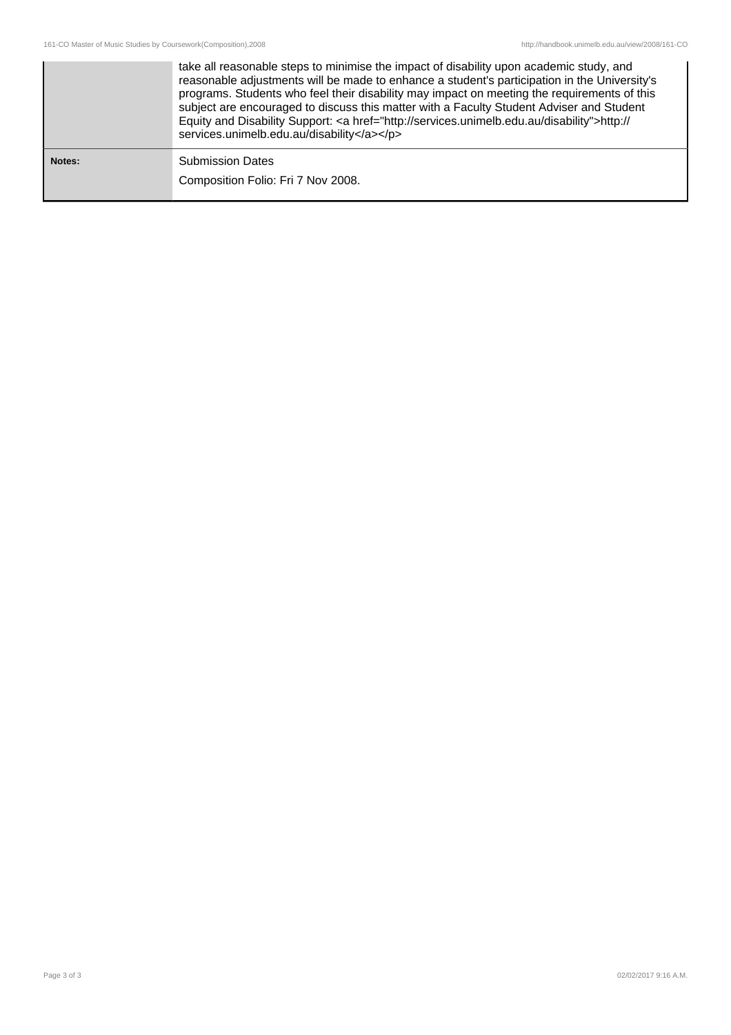| | |
|---|---|
| | take all reasonable steps to minimise the impact of disability upon academic study, and reasonable adjustments will be made to enhance a student's participation in the University's programs. Students who feel their disability may impact on meeting the requirements of this subject are encouraged to discuss this matter with a Faculty Student Adviser and Student Equity and Disability Support: <a href="http://services.unimelb.edu.au/disability">http://services.unimelb.edu.au/disability</a></p> |
| **Notes:** | Submission Dates<br>Composition Folio: Fri 7 Nov 2008. |